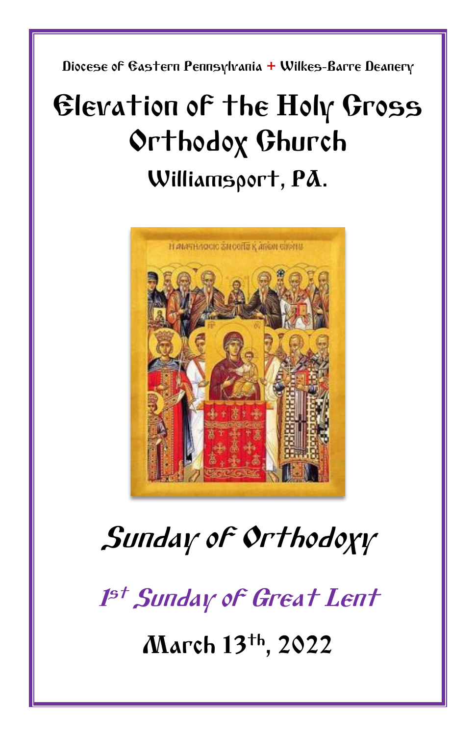Diocese of Eastern Pennsylvania + Wilkes-Barre Deanery

# Elevation of the Holy Cross Orthodox Church

## Williamsport, PA.

# *Sunday of Orthodoxy*

## *1st Sunday of Great Lent*

## March 13th, 2022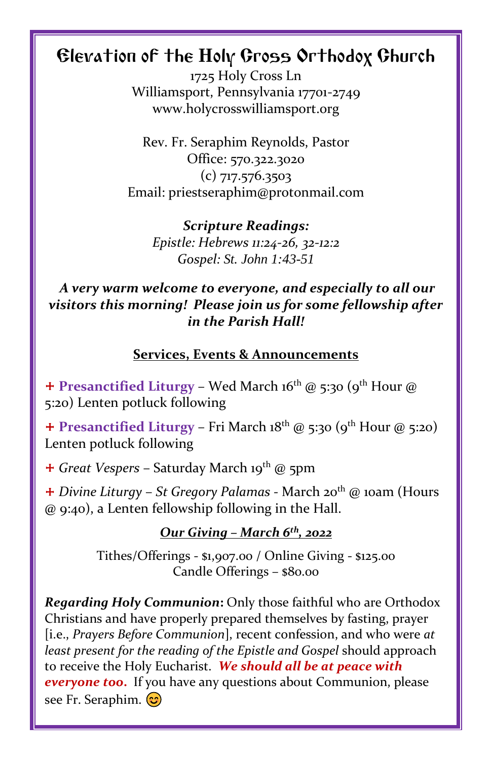# Elevation of the Holy Cross Orthodox Church

1725 Holy Cross Ln
Williamsport, Pennsylvania 17701-2749
www.holycrosswilliamsport.org

Rev. Fr. Seraphim Reynolds, Pastor
Office: 570.322.3020
(c) 717.576.3503
Email: priestseraphim@protonmail.com

***Scripture Readings:***
*Epistle: Hebrews 11:24-26, 32-12:2*
*Gospel: St. John 1:43-51*

***A very warm welcome to everyone, and especially to all our visitors this morning! Please join us for some fellowship after in the Parish Hall!***

## Services, Events & Announcements

+ **Presanctified Liturgy** – Wed March 16th @ 5:30 (9th Hour @ 5:20) Lenten potluck following

+ **Presanctified Liturgy** – Fri March 18th @ 5:30 (9th Hour @ 5:20) Lenten potluck following

+ *Great Vespers* – Saturday March 19th @ 5pm

+ *Divine Liturgy – St Gregory Palamas* - March 20th @ 10am (Hours @ 9:40), a Lenten fellowship following in the Hall.

***Our Giving – March 6th, 2022***

Tithes/Offerings - $1,907.00 / Online Giving - $125.00
Candle Offerings – $80.00

***Regarding Holy Communion*****:** Only those faithful who are Orthodox Christians and have properly prepared themselves by fasting, prayer [i.e., *Prayers Before Communion*], recent confession, and who were *at least present for the reading of the Epistle and Gospel* should approach to receive the Holy Eucharist. ***We should all be at peace with everyone too.*** If you have any questions about Communion, please see Fr. Seraphim. 😊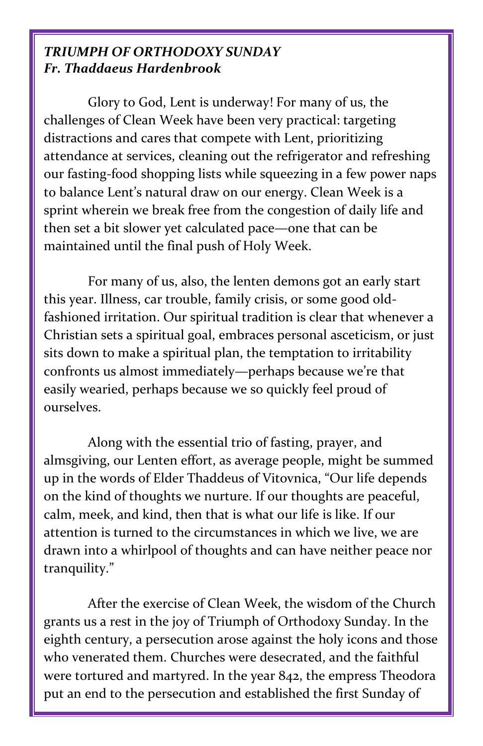***TRIUMPH OF ORTHODOXY SUNDAY***
***Fr. Thaddaeus Hardenbrook***

Glory to God, Lent is underway! For many of us, the challenges of Clean Week have been very practical: targeting distractions and cares that compete with Lent, prioritizing attendance at services, cleaning out the refrigerator and refreshing our fasting-food shopping lists while squeezing in a few power naps to balance Lent's natural draw on our energy. Clean Week is a sprint wherein we break free from the congestion of daily life and then set a bit slower yet calculated pace—one that can be maintained until the final push of Holy Week.

For many of us, also, the lenten demons got an early start this year. Illness, car trouble, family crisis, or some good old-fashioned irritation. Our spiritual tradition is clear that whenever a Christian sets a spiritual goal, embraces personal asceticism, or just sits down to make a spiritual plan, the temptation to irritability confronts us almost immediately—perhaps because we're that easily wearied, perhaps because we so quickly feel proud of ourselves.

Along with the essential trio of fasting, prayer, and almsgiving, our Lenten effort, as average people, might be summed up in the words of Elder Thaddeus of Vitovnica, "Our life depends on the kind of thoughts we nurture. If our thoughts are peaceful, calm, meek, and kind, then that is what our life is like. If our attention is turned to the circumstances in which we live, we are drawn into a whirlpool of thoughts and can have neither peace nor tranquility."

After the exercise of Clean Week, the wisdom of the Church grants us a rest in the joy of Triumph of Orthodoxy Sunday. In the eighth century, a persecution arose against the holy icons and those who venerated them. Churches were desecrated, and the faithful were tortured and martyred. In the year 842, the empress Theodora put an end to the persecution and established the first Sunday of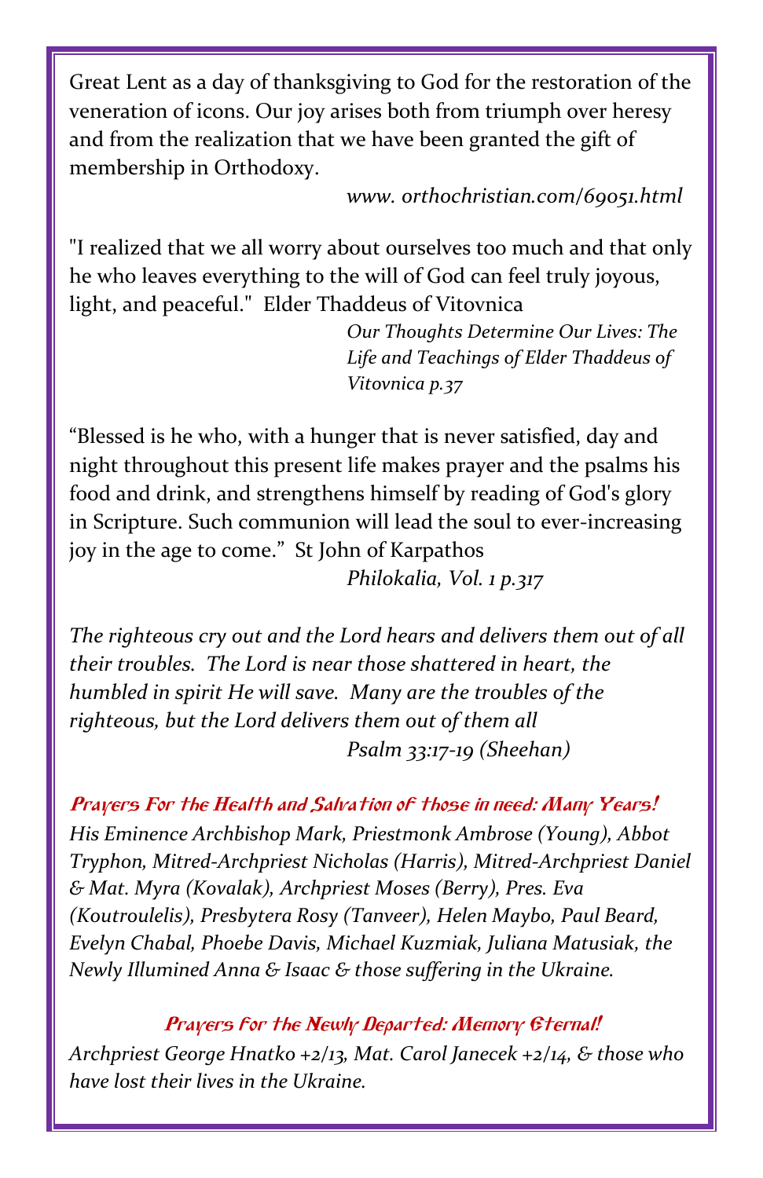Great Lent as a day of thanksgiving to God for the restoration of the veneration of icons. Our joy arises both from triumph over heresy and from the realization that we have been granted the gift of membership in Orthodoxy.

*www. orthochristian.com/69051.html*

"I realized that we all worry about ourselves too much and that only he who leaves everything to the will of God can feel truly joyous, light, and peaceful." Elder Thaddeus of Vitovnica

*Our Thoughts Determine Our Lives: The Life and Teachings of Elder Thaddeus of Vitovnica p.37*

"Blessed is he who, with a hunger that is never satisfied, day and night throughout this present life makes prayer and the psalms his food and drink, and strengthens himself by reading of God's glory in Scripture. Such communion will lead the soul to ever-increasing joy in the age to come." St John of Karpathos

*Philokalia, Vol. 1 p.317*

*The righteous cry out and the Lord hears and delivers them out of all their troubles. The Lord is near those shattered in heart, the humbled in spirit He will save. Many are the troubles of the righteous, but the Lord delivers them out of them all*

*Psalm 33:17-19 (Sheehan)*

**Prayers For the Health and Salvation of those in need: Many Years!**

*His Eminence Archbishop Mark, Priestmonk Ambrose (Young), Abbot Tryphon, Mitred-Archpriest Nicholas (Harris), Mitred-Archpriest Daniel & Mat. Myra (Kovalak), Archpriest Moses (Berry), Pres. Eva (Koutroulelis), Presbytera Rosy (Tanveer), Helen Maybo, Paul Beard, Evelyn Chabal, Phoebe Davis, Michael Kuzmiak, Juliana Matusiak, the Newly Illumined Anna & Isaac & those suffering in the Ukraine.*

**Prayers for the Newly Departed: Memory Eternal!**

*Archpriest George Hnatko +2/13, Mat. Carol Janecek +2/14, & those who have lost their lives in the Ukraine.*